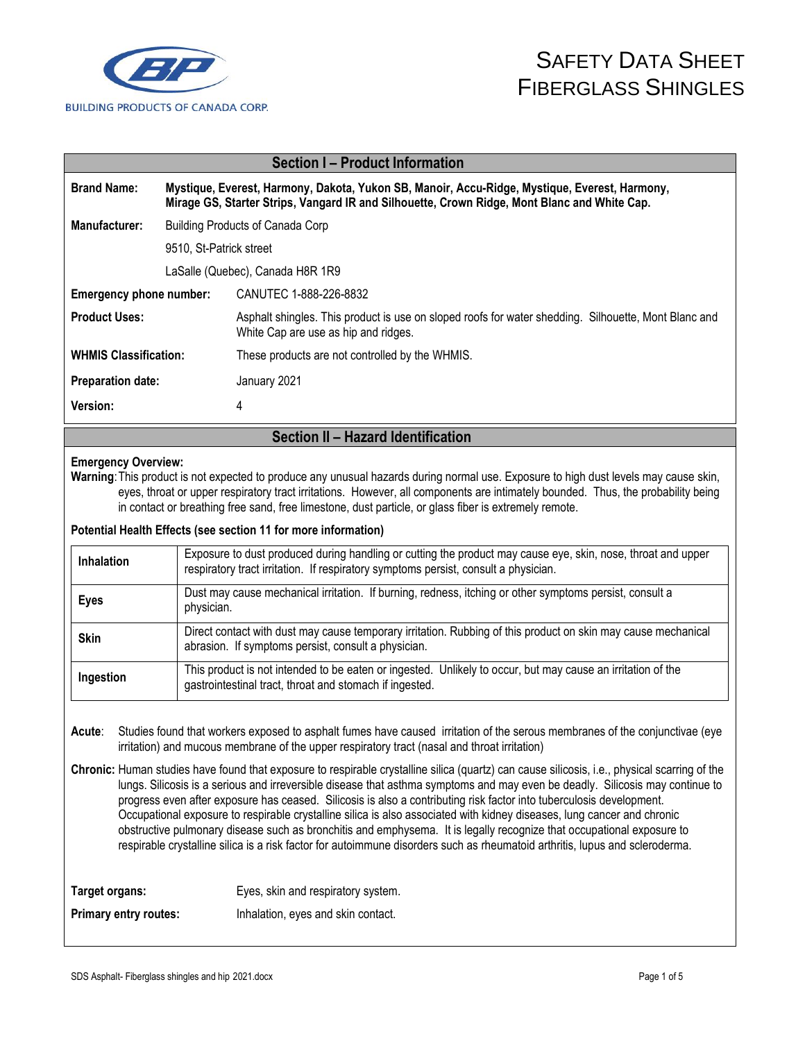BUILDING PRODUCTS OF CANADA CORP.

# SAFETY DATA SHEET FIBERGLASS SHINGLES

## Section I – Product Information

**Brand Name:** **Mystique, Everest, Harmony, Dakota, Yukon SB, Manoir, Accu-Ridge, Mystique, Everest, Harmony, Mirage GS, Starter Strips, Vangard IR and Silhouette, Crown Ridge, Mont Blanc and White Cap.**

**Manufacturer:** Building Products of Canada Corp
9510, St-Patrick street
LaSalle (Quebec), Canada H8R 1R9

**Emergency phone number:** CANUTEC 1-888-226-8832

**Product Uses:** Asphalt shingles. This product is use on sloped roofs for water shedding. Silhouette, Mont Blanc and White Cap are use as hip and ridges.

**WHMIS Classification:** These products are not controlled by the WHMIS.

**Preparation date:** January 2021

**Version:** 4

## Section II – Hazard Identification

**Emergency Overview:**

**Warning**: This product is not expected to produce any unusual hazards during normal use. Exposure to high dust levels may cause skin, eyes, throat or upper respiratory tract irritations. However, all components are intimately bounded. Thus, the probability being in contact or breathing free sand, free limestone, dust particle, or glass fiber is extremely remote.

**Potential Health Effects (see section 11 for more information)**

| | |
|---|---|
| **Inhalation** | Exposure to dust produced during handling or cutting the product may cause eye, skin, nose, throat and upper respiratory tract irritation. If respiratory symptoms persist, consult a physician. |
| **Eyes** | Dust may cause mechanical irritation. If burning, redness, itching or other symptoms persist, consult a physician. |
| **Skin** | Direct contact with dust may cause temporary irritation. Rubbing of this product on skin may cause mechanical abrasion. If symptoms persist, consult a physician. |
| **Ingestion** | This product is not intended to be eaten or ingested. Unlikely to occur, but may cause an irritation of the gastrointestinal tract, throat and stomach if ingested. |

**Acute**: Studies found that workers exposed to asphalt fumes have caused irritation of the serous membranes of the conjunctivae (eye irritation) and mucous membrane of the upper respiratory tract (nasal and throat irritation)

**Chronic:** Human studies have found that exposure to respirable crystalline silica (quartz) can cause silicosis, i.e., physical scarring of the lungs. Silicosis is a serious and irreversible disease that asthma symptoms and may even be deadly. Silicosis may continue to progress even after exposure has ceased. Silicosis is also a contributing risk factor into tuberculosis development. Occupational exposure to respirable crystalline silica is also associated with kidney diseases, lung cancer and chronic obstructive pulmonary disease such as bronchitis and emphysema. It is legally recognize that occupational exposure to respirable crystalline silica is a risk factor for autoimmune disorders such as rheumatoid arthritis, lupus and scleroderma.

**Target organs:** Eyes, skin and respiratory system.

**Primary entry routes:** Inhalation, eyes and skin contact.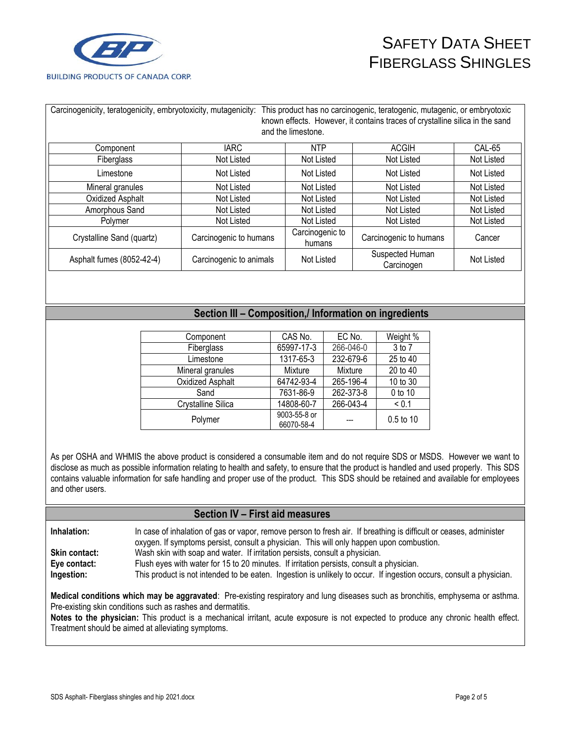Carcinogenicity, teratogenicity, embryotoxicity, mutagenicity: This product has no carcinogenic, teratogenic, mutagenic, or embryotoxic known effects. However, it contains traces of crystalline silica in the sand and the limestone.

| Component | IARC | NTP | ACGIH | CAL-65 |
|---|---|---|---|---|
| Fiberglass | Not Listed | Not Listed | Not Listed | Not Listed |
| Limestone | Not Listed | Not Listed | Not Listed | Not Listed |
| Mineral granules | Not Listed | Not Listed | Not Listed | Not Listed |
| Oxidized Asphalt | Not Listed | Not Listed | Not Listed | Not Listed |
| Amorphous Sand | Not Listed | Not Listed | Not Listed | Not Listed |
| Polymer | Not Listed | Not Listed | Not Listed | Not Listed |
| Crystalline Sand (quartz) | Carcinogenic to humans | Carcinogenic to humans | Carcinogenic to humans | Cancer |
| Asphalt fumes (8052-42-4) | Carcinogenic to animals | Not Listed | Suspected Human Carcinogen | Not Listed |

## Section III – Composition,/ Information on ingredients

| Component | CAS No. | EC No. | Weight % |
|---|---|---|---|
| Fiberglass | 65997-17-3 | 266-046-0 | 3 to 7 |
| Limestone | 1317-65-3 | 232-679-6 | 25 to 40 |
| Mineral granules | Mixture | Mixture | 20 to 40 |
| Oxidized Asphalt | 64742-93-4 | 265-196-4 | 10 to 30 |
| Sand | 7631-86-9 | 262-373-8 | 0 to 10 |
| Crystalline Silica | 14808-60-7 | 266-043-4 | < 0.1 |
| Polymer | 9003-55-8 or 66070-58-4 | --- | 0.5 to 10 |

As per OSHA and WHMIS the above product is considered a consumable item and do not require SDS or MSDS. However we want to disclose as much as possible information relating to health and safety, to ensure that the product is handled and used properly. This SDS contains valuable information for safe handling and proper use of the product. This SDS should be retained and available for employees and other users.

## Section IV – First aid measures

**Inhalation:** In case of inhalation of gas or vapor, remove person to fresh air. If breathing is difficult or ceases, administer oxygen. If symptoms persist, consult a physician. This will only happen upon combustion.

**Skin contact:** Wash skin with soap and water. If irritation persists, consult a physician.

**Eye contact:** Flush eyes with water for 15 to 20 minutes. If irritation persists, consult a physician.

**Ingestion:** This product is not intended to be eaten. Ingestion is unlikely to occur. If ingestion occurs, consult a physician.

**Medical conditions which may be aggravated**: Pre-existing respiratory and lung diseases such as bronchitis, emphysema or asthma. Pre-existing skin conditions such as rashes and dermatitis.

**Notes to the physician:** This product is a mechanical irritant, acute exposure is not expected to produce any chronic health effect. Treatment should be aimed at alleviating symptoms.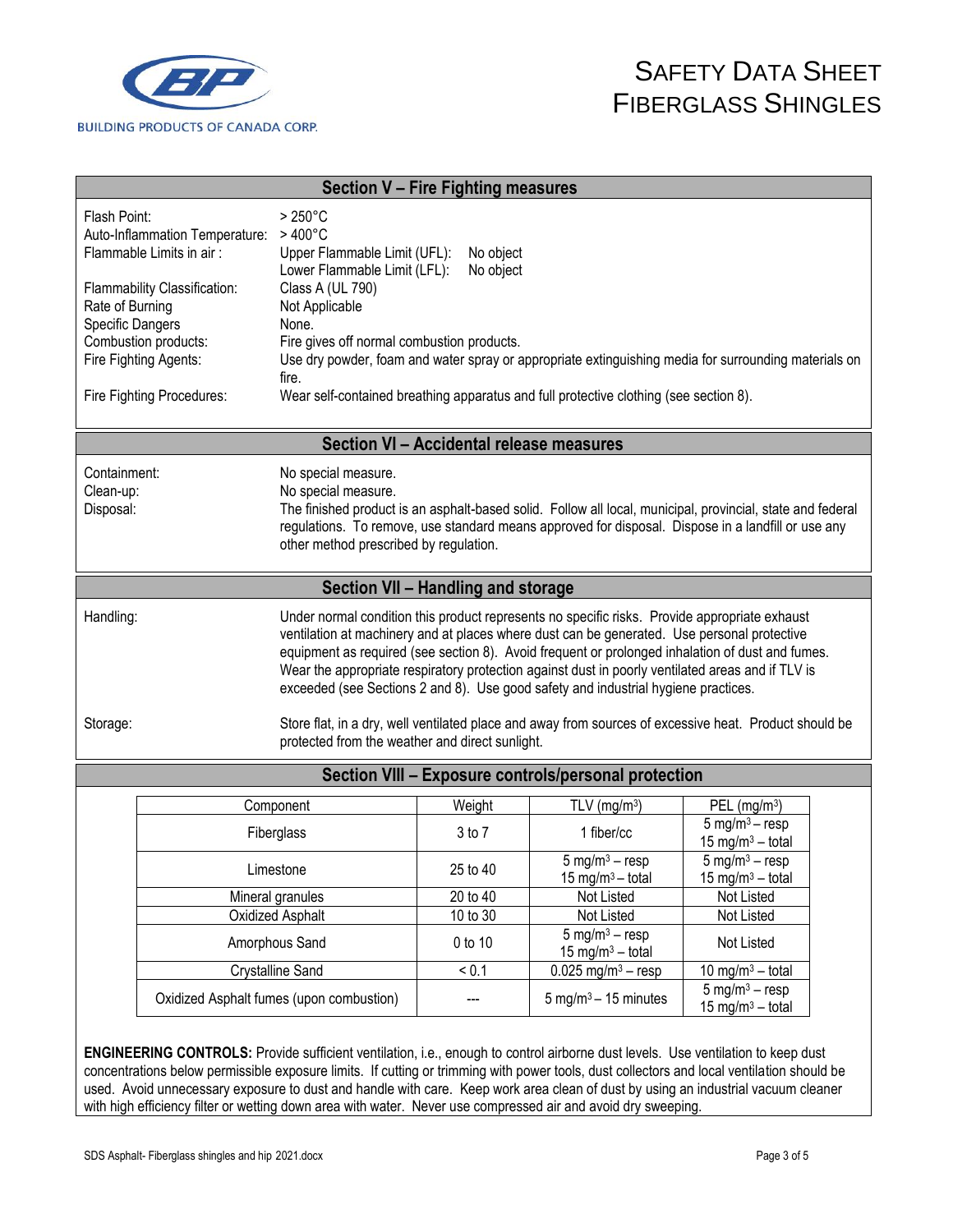## Section V – Fire Fighting measures

| | |
|---|---|
| Flash Point: | > 250°C |
| Auto-Inflammation Temperature: | > 400°C |
| Flammable Limits in air : | Upper Flammable Limit (UFL): No object<br>Lower Flammable Limit (LFL): No object |
| Flammability Classification: | Class A (UL 790) |
| Rate of Burning | Not Applicable |
| Specific Dangers | None. |
| Combustion products: | Fire gives off normal combustion products. |
| Fire Fighting Agents: | Use dry powder, foam and water spray or appropriate extinguishing media for surrounding materials on fire. |
| Fire Fighting Procedures: | Wear self-contained breathing apparatus and full protective clothing (see section 8). |

## Section VI – Accidental release measures

| | |
|---|---|
| Containment: | No special measure. |
| Clean-up: | No special measure. |
| Disposal: | The finished product is an asphalt-based solid. Follow all local, municipal, provincial, state and federal regulations. To remove, use standard means approved for disposal. Dispose in a landfill or use any other method prescribed by regulation. |

## Section VII – Handling and storage

| | |
|---|---|
| Handling: | Under normal condition this product represents no specific risks. Provide appropriate exhaust ventilation at machinery and at places where dust can be generated. Use personal protective equipment as required (see section 8). Avoid frequent or prolonged inhalation of dust and fumes. Wear the appropriate respiratory protection against dust in poorly ventilated areas and if TLV is exceeded (see Sections 2 and 8). Use good safety and industrial hygiene practices. |
| Storage: | Store flat, in a dry, well ventilated place and away from sources of excessive heat. Product should be protected from the weather and direct sunlight. |

## Section VIII – Exposure controls/personal protection

| Component | Weight | TLV (mg/m³) | PEL (mg/m³) |
|---|---|---|---|
| Fiberglass | 3 to 7 | 1 fiber/cc | 5 mg/m³ – resp<br>15 mg/m³ – total |
| Limestone | 25 to 40 | 5 mg/m³ – resp<br>15 mg/m³ – total | 5 mg/m³ – resp<br>15 mg/m³ – total |
| Mineral granules | 20 to 40 | Not Listed | Not Listed |
| Oxidized Asphalt | 10 to 30 | Not Listed | Not Listed |
| Amorphous Sand | 0 to 10 | 5 mg/m³ – resp<br>15 mg/m³ – total | Not Listed |
| Crystalline Sand | < 0.1 | 0.025 mg/m³ – resp | 10 mg/m³ – total |
| Oxidized Asphalt fumes (upon combustion) | --- | 5 mg/m³ – 15 minutes | 5 mg/m³ – resp<br>15 mg/m³ – total |

**ENGINEERING CONTROLS:** Provide sufficient ventilation, i.e., enough to control airborne dust levels. Use ventilation to keep dust concentrations below permissible exposure limits. If cutting or trimming with power tools, dust collectors and local ventilation should be used. Avoid unnecessary exposure to dust and handle with care. Keep work area clean of dust by using an industrial vacuum cleaner with high efficiency filter or wetting down area with water. Never use compressed air and avoid dry sweeping.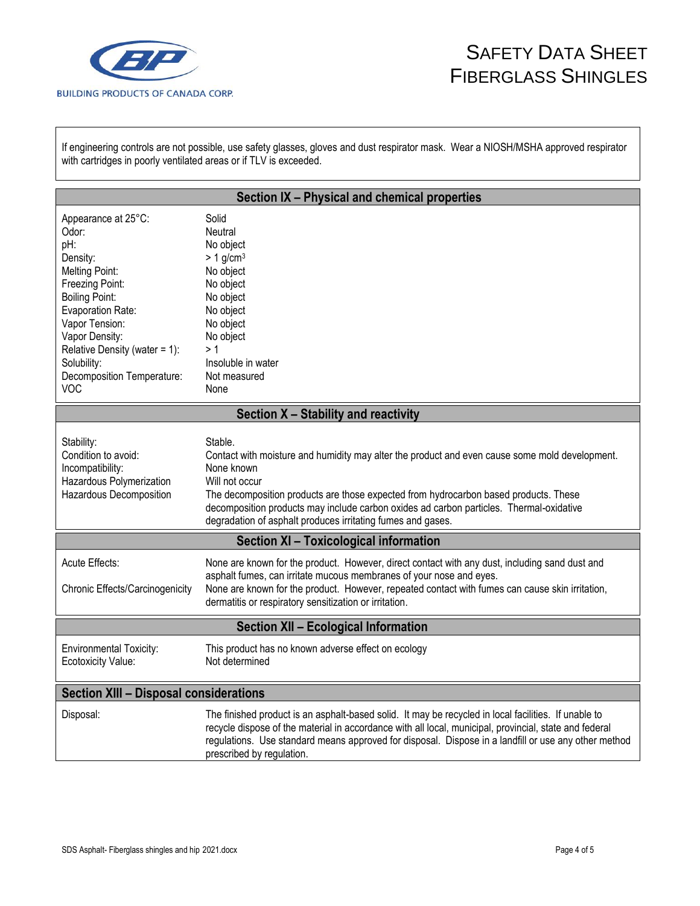If engineering controls are not possible, use safety glasses, gloves and dust respirator mask. Wear a NIOSH/MSHA approved respirator with cartridges in poorly ventilated areas or if TLV is exceeded.

## Section IX – Physical and chemical properties

| | |
|---|---|
| Appearance at 25°C: | Solid |
| Odor: | Neutral |
| pH: | No object |
| Density: | > 1 g/cm$^3$ |
| Melting Point: | No object |
| Freezing Point: | No object |
| Boiling Point: | No object |
| Evaporation Rate: | No object |
| Vapor Tension: | No object |
| Vapor Density: | No object |
| Relative Density (water = 1): | > 1 |
| Solubility: | Insoluble in water |
| Decomposition Temperature: | Not measured |
| VOC | None |

## Section X – Stability and reactivity

| | |
|---|---|
| Stability: | Stable. |
| Condition to avoid: | Contact with moisture and humidity may alter the product and even cause some mold development. |
| Incompatibility: | None known |
| Hazardous Polymerization | Will not occur |
| Hazardous Decomposition | The decomposition products are those expected from hydrocarbon based products. These decomposition products may include carbon oxides ad carbon particles. Thermal-oxidative degradation of asphalt produces irritating fumes and gases. |

## Section XI – Toxicological information

| | |
|---|---|
| Acute Effects: | None are known for the product. However, direct contact with any dust, including sand dust and asphalt fumes, can irritate mucous membranes of your nose and eyes. |
| Chronic Effects/Carcinogenicity | None are known for the product. However, repeated contact with fumes can cause skin irritation, dermatitis or respiratory sensitization or irritation. |

## Section XII – Ecological Information

| | |
|---|---|
| Environmental Toxicity: | This product has no known adverse effect on ecology |
| Ecotoxicity Value: | Not determined |

## Section XIII – Disposal considerations

| | |
|---|---|
| Disposal: | The finished product is an asphalt-based solid. It may be recycled in local facilities. If unable to recycle dispose of the material in accordance with all local, municipal, provincial, state and federal regulations. Use standard means approved for disposal. Dispose in a landfill or use any other method prescribed by regulation. |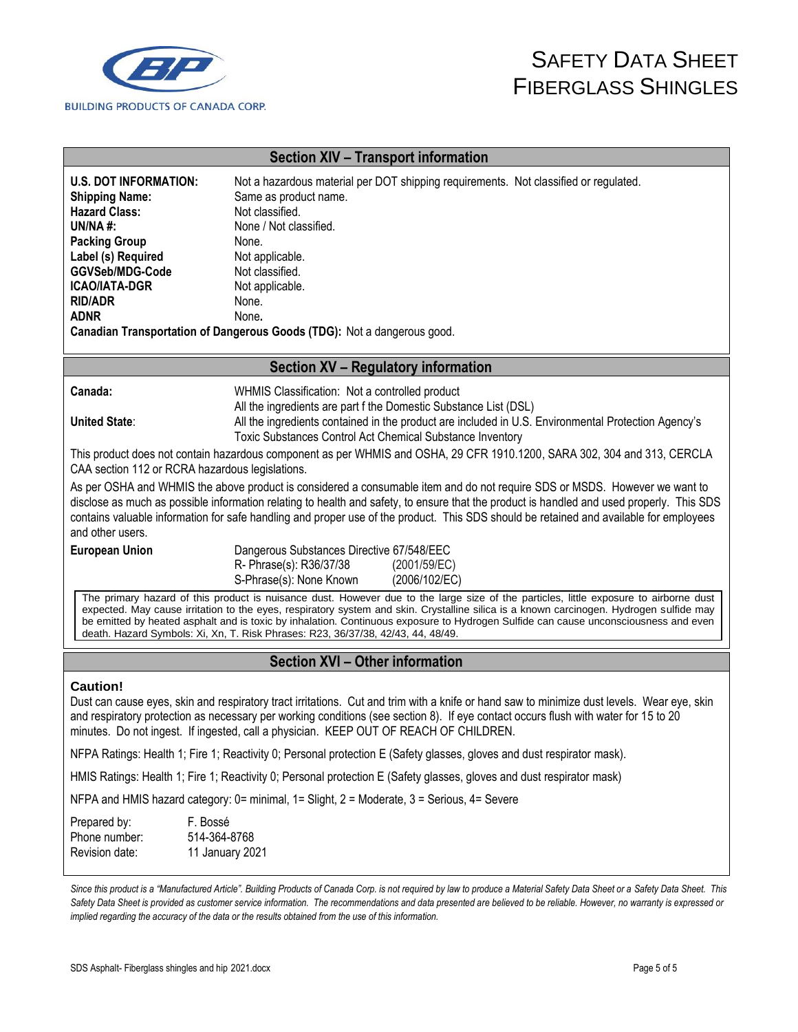## Section XIV – Transport information

| | |
|---|---|
| **U.S. DOT INFORMATION:** | Not a hazardous material per DOT shipping requirements. Not classified or regulated. |
| **Shipping Name:** | Same as product name. |
| **Hazard Class:** | Not classified. |
| **UN/NA #:** | None / Not classified. |
| **Packing Group** | None. |
| **Label (s) Required** | Not applicable. |
| **GGVSeb/MDG-Code** | Not classified. |
| **ICAO/IATA-DGR** | Not applicable. |
| **RID/ADR** | None. |
| **ADNR** | None. |

**Canadian Transportation of Dangerous Goods (TDG):** Not a dangerous good.

## Section XV – Regulatory information

| | |
|---|---|
| **Canada:** | WHMIS Classification: Not a controlled product<br>All the ingredients are part f the Domestic Substance List (DSL) |
| **United State**: | All the ingredients contained in the product are included in U.S. Environmental Protection Agency's Toxic Substances Control Act Chemical Substance Inventory |

This product does not contain hazardous component as per WHMIS and OSHA, 29 CFR 1910.1200, SARA 302, 304 and 313, CERCLA CAA section 112 or RCRA hazardous legislations.

As per OSHA and WHMIS the above product is considered a consumable item and do not require SDS or MSDS. However we want to disclose as much as possible information relating to health and safety, to ensure that the product is handled and used properly. This SDS contains valuable information for safe handling and proper use of the product. This SDS should be retained and available for employees and other users.

| | | |
|---|---|---|
| **European Union** | Dangerous Substances Directive 67/548/EEC | |
| | R- Phrase(s): R36/37/38 | (2001/59/EC) |
| | S-Phrase(s): None Known | (2006/102/EC) |

The primary hazard of this product is nuisance dust. However due to the large size of the particles, little exposure to airborne dust expected. May cause irritation to the eyes, respiratory system and skin. Crystalline silica is a known carcinogen. Hydrogen sulfide may be emitted by heated asphalt and is toxic by inhalation. Continuous exposure to Hydrogen Sulfide can cause unconsciousness and even death. Hazard Symbols: Xi, Xn, T. Risk Phrases: R23, 36/37/38, 42/43, 44, 48/49.

## Section XVI – Other information

**Caution!**

Dust can cause eyes, skin and respiratory tract irritations. Cut and trim with a knife or hand saw to minimize dust levels. Wear eye, skin and respiratory protection as necessary per working conditions (see section 8). If eye contact occurs flush with water for 15 to 20 minutes. Do not ingest. If ingested, call a physician. KEEP OUT OF REACH OF CHILDREN.

NFPA Ratings: Health 1; Fire 1; Reactivity 0; Personal protection E (Safety glasses, gloves and dust respirator mask).

HMIS Ratings: Health 1; Fire 1; Reactivity 0; Personal protection E (Safety glasses, gloves and dust respirator mask)

NFPA and HMIS hazard category: 0= minimal, 1= Slight, 2 = Moderate, 3 = Serious, 4= Severe

| | |
|---|---|
| Prepared by: | F. Bossé |
| Phone number: | 514-364-8768 |
| Revision date: | 11 January 2021 |

*Since this product is a "Manufactured Article". Building Products of Canada Corp. is not required by law to produce a Material Safety Data Sheet or a Safety Data Sheet. This Safety Data Sheet is provided as customer service information. The recommendations and data presented are believed to be reliable. However, no warranty is expressed or implied regarding the accuracy of the data or the results obtained from the use of this information.*